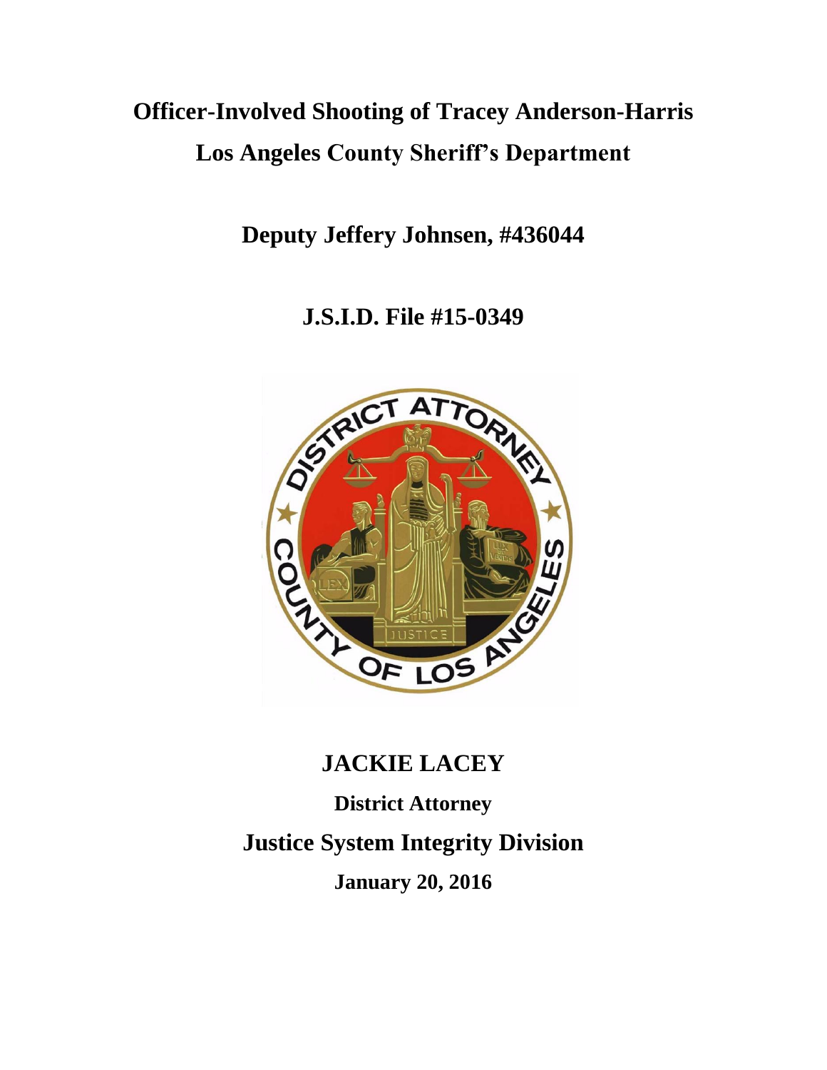# Officer-Involved Shooting of Tracey Anderson-Harris

# Los Angeles County Sheriff's Department

## Deputy Jeffery Johnsen, #436044

## J.S.I.D. File #15-0349

## JACKIE LACEY

**District Attorney**

## Justice System Integrity Division

**January 20, 2016**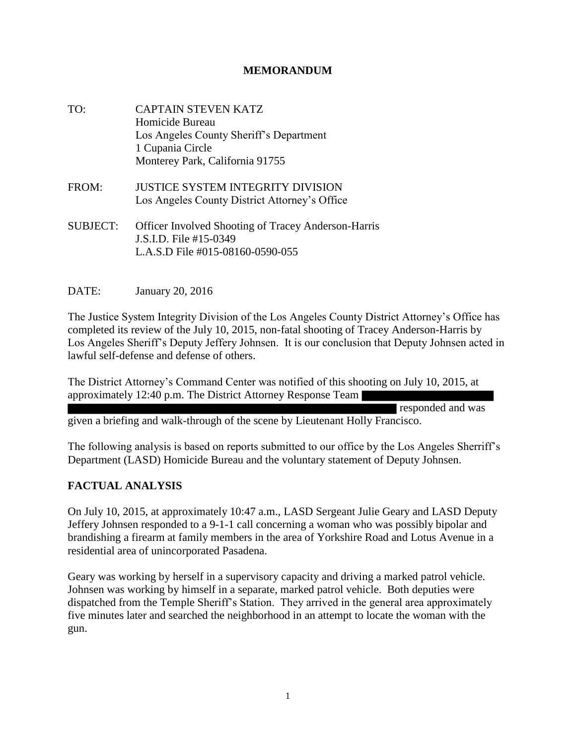# MEMORANDUM

TO: CAPTAIN STEVEN KATZ
Homicide Bureau
Los Angeles County Sheriff's Department
1 Cupania Circle
Monterey Park, California 91755

FROM: JUSTICE SYSTEM INTEGRITY DIVISION
Los Angeles County District Attorney's Office

SUBJECT: Officer Involved Shooting of Tracey Anderson-Harris
J.S.I.D. File #15-0349
L.A.S.D File #015-08160-0590-055

DATE: January 20, 2016

The Justice System Integrity Division of the Los Angeles County District Attorney's Office has completed its review of the July 10, 2015, non-fatal shooting of Tracey Anderson-Harris by Los Angeles Sheriff's Deputy Jeffery Johnsen. It is our conclusion that Deputy Johnsen acted in lawful self-defense and defense of others.

The District Attorney's Command Center was notified of this shooting on July 10, 2015, at approximately 12:40 p.m. The District Attorney Response Team [REDACTED] responded and was given a briefing and walk-through of the scene by Lieutenant Holly Francisco.

The following analysis is based on reports submitted to our office by the Los Angeles Sherriff's Department (LASD) Homicide Bureau and the voluntary statement of Deputy Johnsen.

## FACTUAL ANALYSIS

On July 10, 2015, at approximately 10:47 a.m., LASD Sergeant Julie Geary and LASD Deputy Jeffery Johnsen responded to a 9-1-1 call concerning a woman who was possibly bipolar and brandishing a firearm at family members in the area of Yorkshire Road and Lotus Avenue in a residential area of unincorporated Pasadena.

Geary was working by herself in a supervisory capacity and driving a marked patrol vehicle. Johnsen was working by himself in a separate, marked patrol vehicle. Both deputies were dispatched from the Temple Sheriff's Station. They arrived in the general area approximately five minutes later and searched the neighborhood in an attempt to locate the woman with the gun.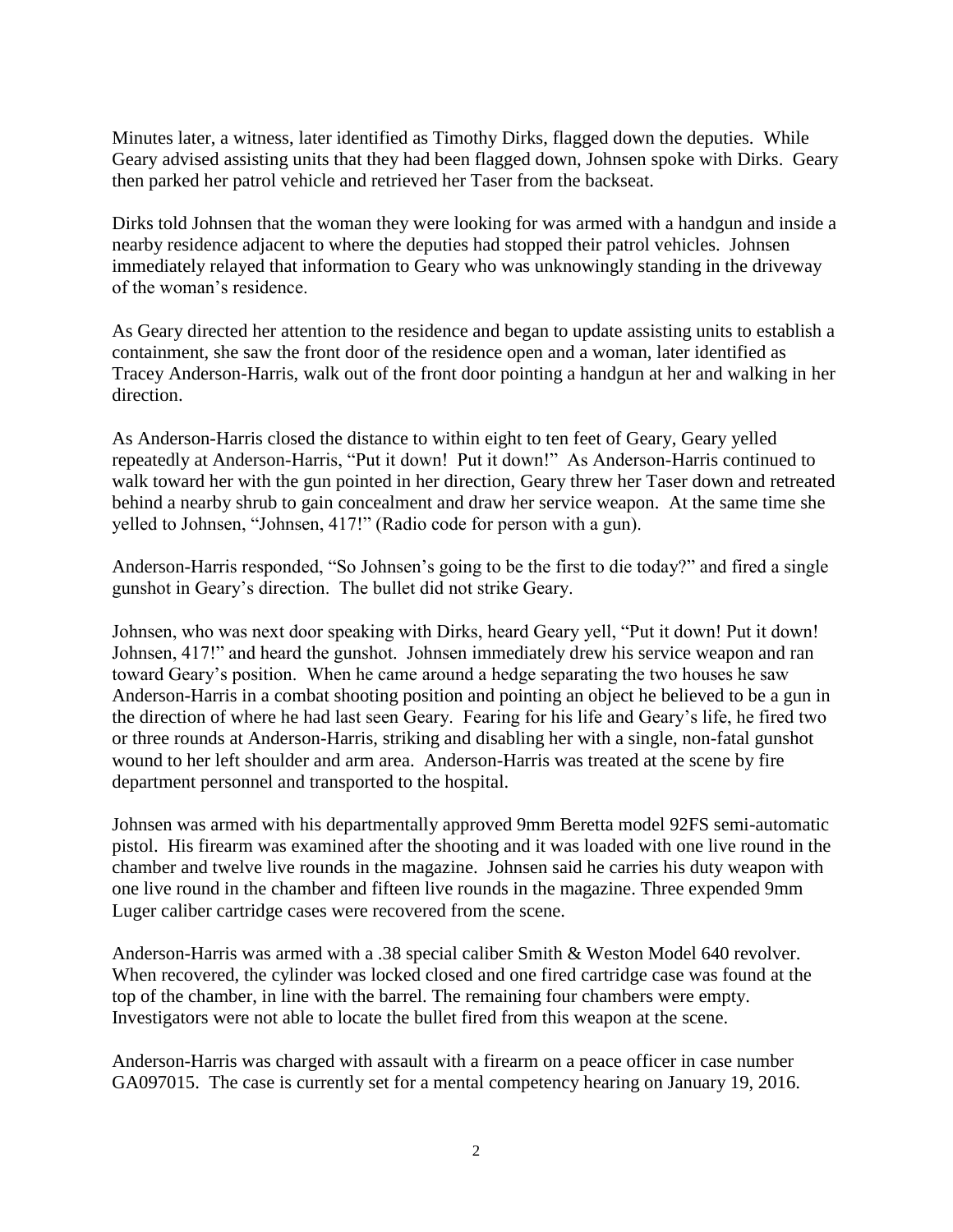Minutes later, a witness, later identified as Timothy Dirks, flagged down the deputies. While Geary advised assisting units that they had been flagged down, Johnsen spoke with Dirks. Geary then parked her patrol vehicle and retrieved her Taser from the backseat.

Dirks told Johnsen that the woman they were looking for was armed with a handgun and inside a nearby residence adjacent to where the deputies had stopped their patrol vehicles. Johnsen immediately relayed that information to Geary who was unknowingly standing in the driveway of the woman's residence.

As Geary directed her attention to the residence and began to update assisting units to establish a containment, she saw the front door of the residence open and a woman, later identified as Tracey Anderson-Harris, walk out of the front door pointing a handgun at her and walking in her direction.

As Anderson-Harris closed the distance to within eight to ten feet of Geary, Geary yelled repeatedly at Anderson-Harris, "Put it down! Put it down!" As Anderson-Harris continued to walk toward her with the gun pointed in her direction, Geary threw her Taser down and retreated behind a nearby shrub to gain concealment and draw her service weapon. At the same time she yelled to Johnsen, "Johnsen, 417!" (Radio code for person with a gun).

Anderson-Harris responded, "So Johnsen's going to be the first to die today?" and fired a single gunshot in Geary's direction. The bullet did not strike Geary.

Johnsen, who was next door speaking with Dirks, heard Geary yell, "Put it down! Put it down! Johnsen, 417!" and heard the gunshot. Johnsen immediately drew his service weapon and ran toward Geary's position. When he came around a hedge separating the two houses he saw Anderson-Harris in a combat shooting position and pointing an object he believed to be a gun in the direction of where he had last seen Geary. Fearing for his life and Geary's life, he fired two or three rounds at Anderson-Harris, striking and disabling her with a single, non-fatal gunshot wound to her left shoulder and arm area. Anderson-Harris was treated at the scene by fire department personnel and transported to the hospital.

Johnsen was armed with his departmentally approved 9mm Beretta model 92FS semi-automatic pistol. His firearm was examined after the shooting and it was loaded with one live round in the chamber and twelve live rounds in the magazine. Johnsen said he carries his duty weapon with one live round in the chamber and fifteen live rounds in the magazine. Three expended 9mm Luger caliber cartridge cases were recovered from the scene.

Anderson-Harris was armed with a .38 special caliber Smith & Weston Model 640 revolver. When recovered, the cylinder was locked closed and one fired cartridge case was found at the top of the chamber, in line with the barrel. The remaining four chambers were empty. Investigators were not able to locate the bullet fired from this weapon at the scene.

Anderson-Harris was charged with assault with a firearm on a peace officer in case number GA097015. The case is currently set for a mental competency hearing on January 19, 2016.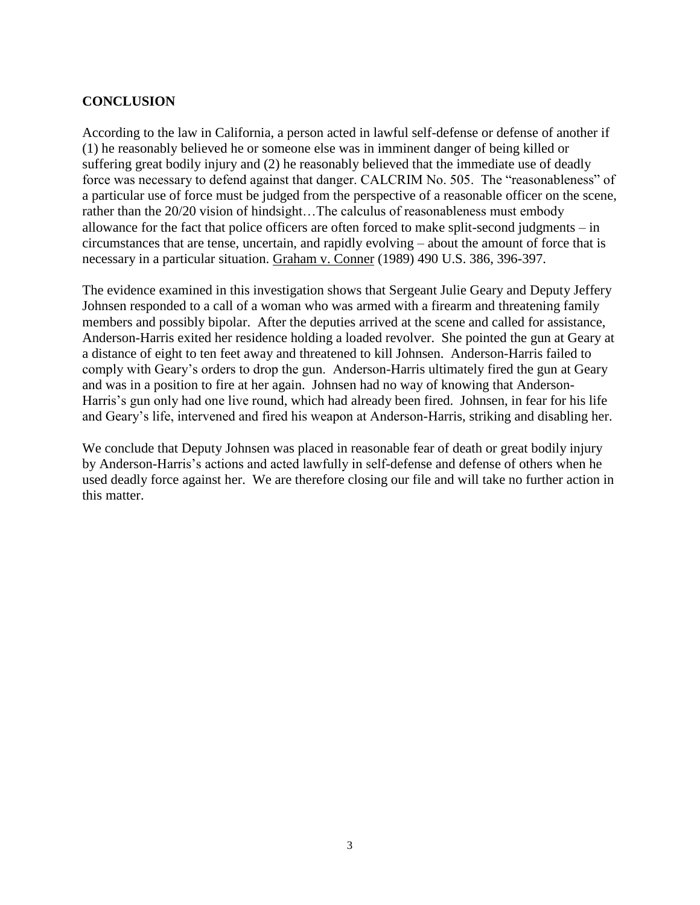**CONCLUSION**

According to the law in California, a person acted in lawful self-defense or defense of another if (1) he reasonably believed he or someone else was in imminent danger of being killed or suffering great bodily injury and (2) he reasonably believed that the immediate use of deadly force was necessary to defend against that danger. CALCRIM No. 505. The "reasonableness" of a particular use of force must be judged from the perspective of a reasonable officer on the scene, rather than the 20/20 vision of hindsight…The calculus of reasonableness must embody allowance for the fact that police officers are often forced to make split-second judgments – in circumstances that are tense, uncertain, and rapidly evolving – about the amount of force that is necessary in a particular situation. Graham v. Conner (1989) 490 U.S. 386, 396-397.

The evidence examined in this investigation shows that Sergeant Julie Geary and Deputy Jeffery Johnsen responded to a call of a woman who was armed with a firearm and threatening family members and possibly bipolar. After the deputies arrived at the scene and called for assistance, Anderson-Harris exited her residence holding a loaded revolver. She pointed the gun at Geary at a distance of eight to ten feet away and threatened to kill Johnsen. Anderson-Harris failed to comply with Geary's orders to drop the gun. Anderson-Harris ultimately fired the gun at Geary and was in a position to fire at her again. Johnsen had no way of knowing that Anderson-Harris's gun only had one live round, which had already been fired. Johnsen, in fear for his life and Geary's life, intervened and fired his weapon at Anderson-Harris, striking and disabling her.

We conclude that Deputy Johnsen was placed in reasonable fear of death or great bodily injury by Anderson-Harris's actions and acted lawfully in self-defense and defense of others when he used deadly force against her. We are therefore closing our file and will take no further action in this matter.